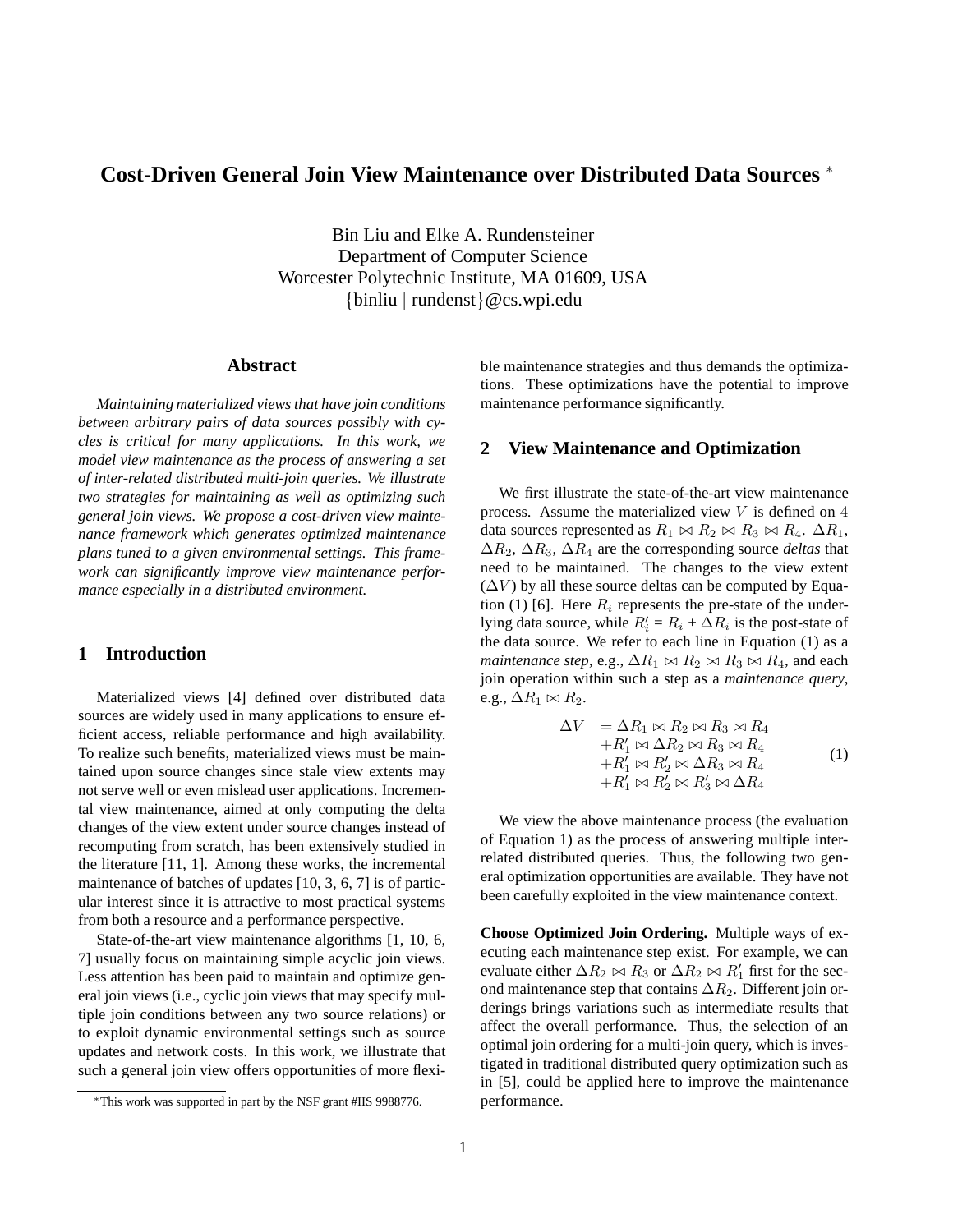# Cost-Driven General Join View Maintenance over Distributed Data Sources [*]

Bin Liu and Elke A. Rundensteiner
Department of Computer Science
Worcester Polytechnic Institute, MA 01609, USA
{binliu | rundenst}@cs.wpi.edu

## Abstract

*Maintaining materialized views that have join conditions between arbitrary pairs of data sources possibly with cycles is critical for many applications. In this work, we model view maintenance as the process of answering a set of inter-related distributed multi-join queries. We illustrate two strategies for maintaining as well as optimizing such general join views. We propose a cost-driven view maintenance framework which generates optimized maintenance plans tuned to a given environmental settings. This framework can significantly improve view maintenance performance especially in a distributed environment.*

## 1 Introduction

Materialized views [4] defined over distributed data sources are widely used in many applications to ensure efficient access, reliable performance and high availability. To realize such benefits, materialized views must be maintained upon source changes since stale view extents may not serve well or even mislead user applications. Incremental view maintenance, aimed at only computing the delta changes of the view extent under source changes instead of recomputing from scratch, has been extensively studied in the literature [11, 1]. Among these works, the incremental maintenance of batches of updates [10, 3, 6, 7] is of particular interest since it is attractive to most practical systems from both a resource and a performance perspective.

State-of-the-art view maintenance algorithms [1, 10, 6, 7] usually focus on maintaining simple acyclic join views. Less attention has been paid to maintain and optimize general join views (i.e., cyclic join views that may specify multiple join conditions between any two source relations) or to exploit dynamic environmental settings such as source updates and network costs. In this work, we illustrate that such a general join view offers opportunities of more flexible maintenance strategies and thus demands the optimizations. These optimizations have the potential to improve maintenance performance significantly.

## 2 View Maintenance and Optimization

We first illustrate the state-of-the-art view maintenance process. Assume the materialized view $V$ is defined on $4$ data sources represented as $R_1 \bowtie R_2 \bowtie R_3 \bowtie R_4$. $\Delta R_1$, $\Delta R_2$, $\Delta R_3$, $\Delta R_4$ are the corresponding source *deltas* that need to be maintained. The changes to the view extent ($\Delta V$) by all these source deltas can be computed by Equation (1) [6]. Here $R_i$ represents the pre-state of the underlying data source, while $R_i' = R_i + \Delta R_i$ is the post-state of the data source. We refer to each line in Equation (1) as a *maintenance step*, e.g., $\Delta R_1 \bowtie R_2 \bowtie R_3 \bowtie R_4$, and each join operation within such a step as a *maintenance query*, e.g., $\Delta R_1 \bowtie R_2$.

$$
\begin{aligned}
\Delta V \;\; &= \Delta R_1 \bowtie R_2 \bowtie R_3 \bowtie R_4 \\
&+ R_1' \bowtie \Delta R_2 \bowtie R_3 \bowtie R_4 \\
&+ R_1' \bowtie R_2' \bowtie \Delta R_3 \bowtie R_4 \\
&+ R_1' \bowtie R_2' \bowtie R_3' \bowtie \Delta R_4
\end{aligned}
\tag{1}
$$

We view the above maintenance process (the evaluation of Equation 1) as the process of answering multiple inter-related distributed queries. Thus, the following two general optimization opportunities are available. They have not been carefully exploited in the view maintenance context.

**Choose Optimized Join Ordering.** Multiple ways of executing each maintenance step exist. For example, we can evaluate either $\Delta R_2 \bowtie R_3$ or $\Delta R_2 \bowtie R_1'$ first for the second maintenance step that contains $\Delta R_2$. Different join orderings brings variations such as intermediate results that affect the overall performance. Thus, the selection of an optimal join ordering for a multi-join query, which is investigated in traditional distributed query optimization such as in [5], could be applied here to improve the maintenance performance.

[*] This work was supported in part by the NSF grant #IIS 9988776.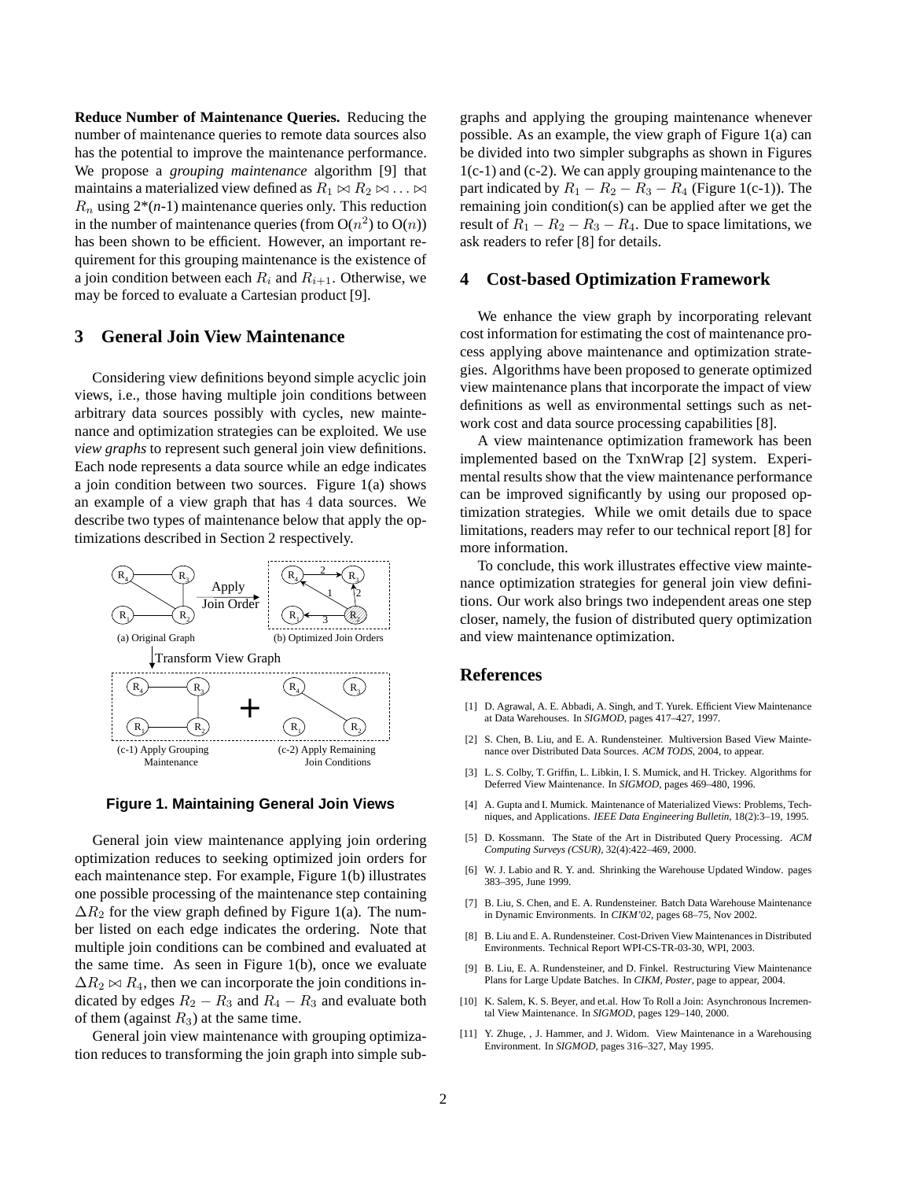**Reduce Number of Maintenance Queries.** Reducing the number of maintenance queries to remote data sources also has the potential to improve the maintenance performance. We propose a *grouping maintenance* algorithm [9] that maintains a materialized view defined as $R_1 \bowtie R_2 \bowtie \ldots \bowtie R_n$ using 2*(*n*-1) maintenance queries only. This reduction in the number of maintenance queries (from O($n^2$) to O($n$)) has been shown to be efficient. However, an important requirement for this grouping maintenance is the existence of a join condition between each $R_i$ and $R_{i+1}$. Otherwise, we may be forced to evaluate a Cartesian product [9].

## 3 General Join View Maintenance

Considering view definitions beyond simple acyclic join views, i.e., those having multiple join conditions between arbitrary data sources possibly with cycles, new maintenance and optimization strategies can be exploited. We use *view graphs* to represent such general join view definitions. Each node represents a data source while an edge indicates a join condition between two sources. Figure 1(a) shows an example of a view graph that has 4 data sources. We describe two types of maintenance below that apply the optimizations described in Section 2 respectively.

Apply Join Order

(a) Original Graph

(b) Optimized Join Orders

Transform View Graph

(c-1) Apply Grouping Maintenance

(c-2) Apply Remaining Join Conditions

**Figure 1. Maintaining General Join Views**

General join view maintenance applying join ordering optimization reduces to seeking optimized join orders for each maintenance step. For example, Figure 1(b) illustrates one possible processing of the maintenance step containing $\Delta R_2$ for the view graph defined by Figure 1(a). The number listed on each edge indicates the ordering. Note that multiple join conditions can be combined and evaluated at the same time. As seen in Figure 1(b), once we evaluate $\Delta R_2 \bowtie R_4$, then we can incorporate the join conditions indicated by edges $R_2 - R_3$ and $R_4 - R_3$ and evaluate both of them (against $R_3$) at the same time.

General join view maintenance with grouping optimization reduces to transforming the join graph into simple subgraphs and applying the grouping maintenance whenever possible. As an example, the view graph of Figure 1(a) can be divided into two simpler subgraphs as shown in Figures 1(c-1) and (c-2). We can apply grouping maintenance to the part indicated by $R_1 - R_2 - R_3 - R_4$ (Figure 1(c-1)). The remaining join condition(s) can be applied after we get the result of $R_1 - R_2 - R_3 - R_4$. Due to space limitations, we ask readers to refer [8] for details.

## 4 Cost-based Optimization Framework

We enhance the view graph by incorporating relevant cost information for estimating the cost of maintenance process applying above maintenance and optimization strategies. Algorithms have been proposed to generate optimized view maintenance plans that incorporate the impact of view definitions as well as environmental settings such as network cost and data source processing capabilities [8].

A view maintenance optimization framework has been implemented based on the TxnWrap [2] system. Experimental results show that the view maintenance performance can be improved significantly by using our proposed optimization strategies. While we omit details due to space limitations, readers may refer to our technical report [8] for more information.

To conclude, this work illustrates effective view maintenance optimization strategies for general join view definitions. Our work also brings two independent areas one step closer, namely, the fusion of distributed query optimization and view maintenance optimization.

## References

[1] D. Agrawal, A. E. Abbadi, A. Singh, and T. Yurek. Efficient View Maintenance at Data Warehouses. In *SIGMOD*, pages 417–427, 1997.

[2] S. Chen, B. Liu, and E. A. Rundensteiner. Multiversion Based View Maintenance over Distributed Data Sources. *ACM TODS*, 2004, to appear.

[3] L. S. Colby, T. Griffin, L. Libkin, I. S. Mumick, and H. Trickey. Algorithms for Deferred View Maintenance. In *SIGMOD*, pages 469–480, 1996.

[4] A. Gupta and I. Mumick. Maintenance of Materialized Views: Problems, Techniques, and Applications. *IEEE Data Engineering Bulletin*, 18(2):3–19, 1995.

[5] D. Kossmann. The State of the Art in Distributed Query Processing. *ACM Computing Surveys (CSUR)*, 32(4):422–469, 2000.

[6] W. J. Labio and R. Y. and. Shrinking the Warehouse Updated Window. pages 383–395, June 1999.

[7] B. Liu, S. Chen, and E. A. Rundensteiner. Batch Data Warehouse Maintenance in Dynamic Environments. In *CIKM'02*, pages 68–75, Nov 2002.

[8] B. Liu and E. A. Rundensteiner. Cost-Driven View Maintenances in Distributed Environments. Technical Report WPI-CS-TR-03-30, WPI, 2003.

[9] B. Liu, E. A. Rundensteiner, and D. Finkel. Restructuring View Maintenance Plans for Large Update Batches. In *CIKM, Poster*, page to appear, 2004.

[10] K. Salem, K. S. Beyer, and et.al. How To Roll a Join: Asynchronous Incremental View Maintenance. In *SIGMOD*, pages 129–140, 2000.

[11] Y. Zhuge, , J. Hammer, and J. Widom. View Maintenance in a Warehousing Environment. In *SIGMOD*, pages 316–327, May 1995.